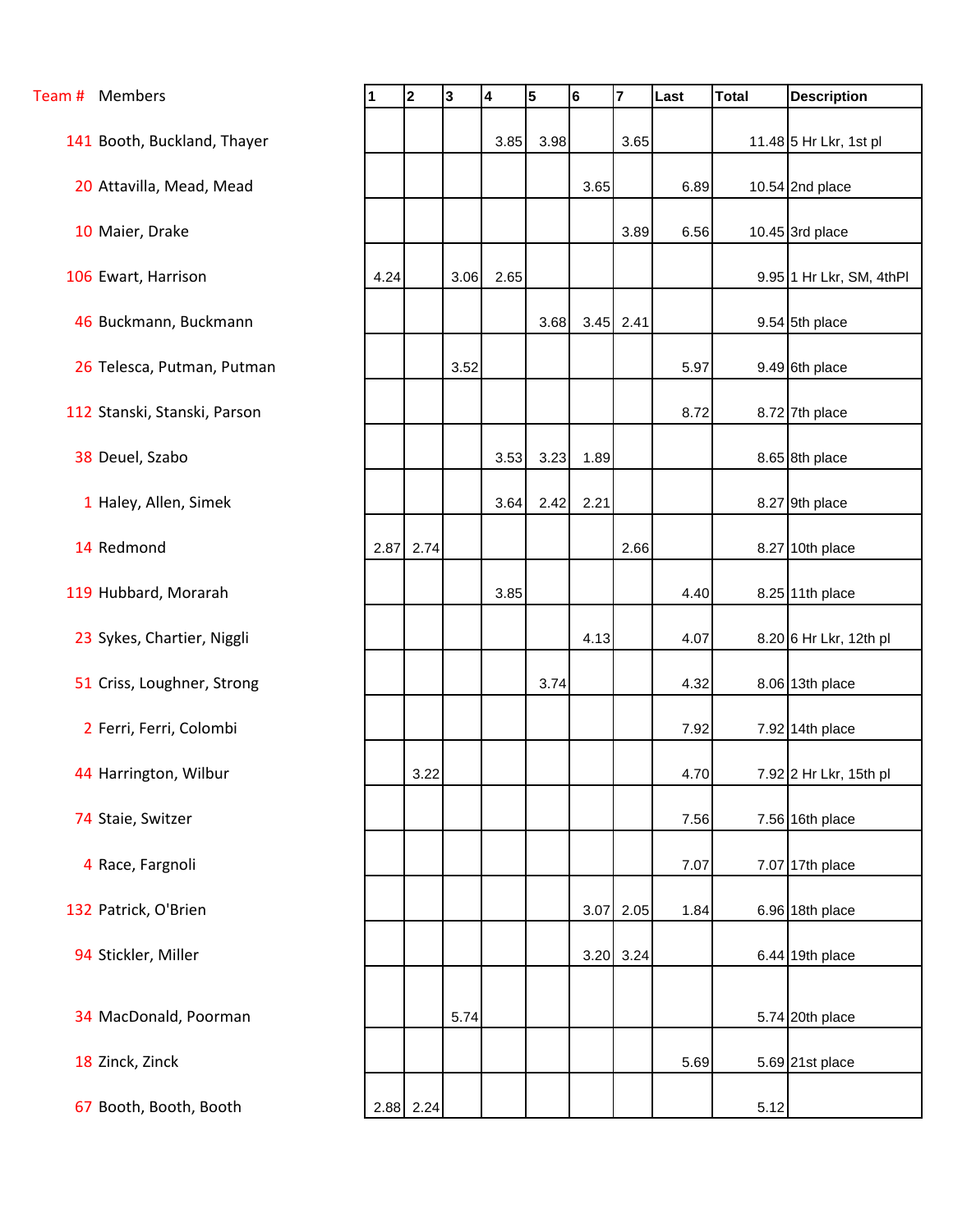| Team # | Members | 1 | 2 | 3 | 4 | 5 | 6 | 7 | Last | Total | Description |
|---|---|---|---|---|---|---|---|---|---|---|---|
| 141 | Booth, Buckland, Thayer | | | | 3.85 | 3.98 | | 3.65 | | 11.48 | 5 Hr Lkr, 1st pl |
| 20 | Attavilla, Mead, Mead | | | | | | 3.65 | | 6.89 | 10.54 | 2nd place |
| 10 | Maier, Drake | | | | | | | 3.89 | 6.56 | 10.45 | 3rd place |
| 106 | Ewart, Harrison | 4.24 | | 3.06 | 2.65 | | | | | 9.95 | 1 Hr Lkr, SM, 4thPl |
| 46 | Buckmann, Buckmann | | | | | 3.68 | 3.45 | 2.41 | | 9.54 | 5th place |
| 26 | Telesca, Putman, Putman | | | 3.52 | | | | | 5.97 | 9.49 | 6th place |
| 112 | Stanski, Stanski, Parson | | | | | | | | 8.72 | 8.72 | 7th place |
| 38 | Deuel, Szabo | | | | 3.53 | 3.23 | 1.89 | | | 8.65 | 8th place |
| 1 | Haley, Allen, Simek | | | | 3.64 | 2.42 | 2.21 | | | 8.27 | 9th place |
| 14 | Redmond | 2.87 | 2.74 | | | | | 2.66 | | 8.27 | 10th place |
| 119 | Hubbard, Morarah | | | | 3.85 | | | | 4.40 | 8.25 | 11th place |
| 23 | Sykes, Chartier, Niggli | | | | | | 4.13 | | 4.07 | 8.20 | 6 Hr Lkr, 12th pl |
| 51 | Criss, Loughner, Strong | | | | | 3.74 | | | 4.32 | 8.06 | 13th place |
| 2 | Ferri, Ferri, Colombi | | | | | | | | 7.92 | 7.92 | 14th place |
| 44 | Harrington, Wilbur | | 3.22 | | | | | | 4.70 | 7.92 | 2 Hr Lkr, 15th pl |
| 74 | Staie, Switzer | | | | | | | | 7.56 | 7.56 | 16th place |
| 4 | Race, Fargnoli | | | | | | | | 7.07 | 7.07 | 17th place |
| 132 | Patrick, O'Brien | | | | | | 3.07 | 2.05 | 1.84 | 6.96 | 18th place |
| 94 | Stickler, Miller | | | | | | 3.20 | 3.24 | | 6.44 | 19th place |
| 34 | MacDonald, Poorman | | | 5.74 | | | | | | 5.74 | 20th place |
| 18 | Zinck, Zinck | | | | | | | | 5.69 | 5.69 | 21st place |
| 67 | Booth, Booth, Booth | 2.88 | 2.24 | | | | | | | 5.12 | |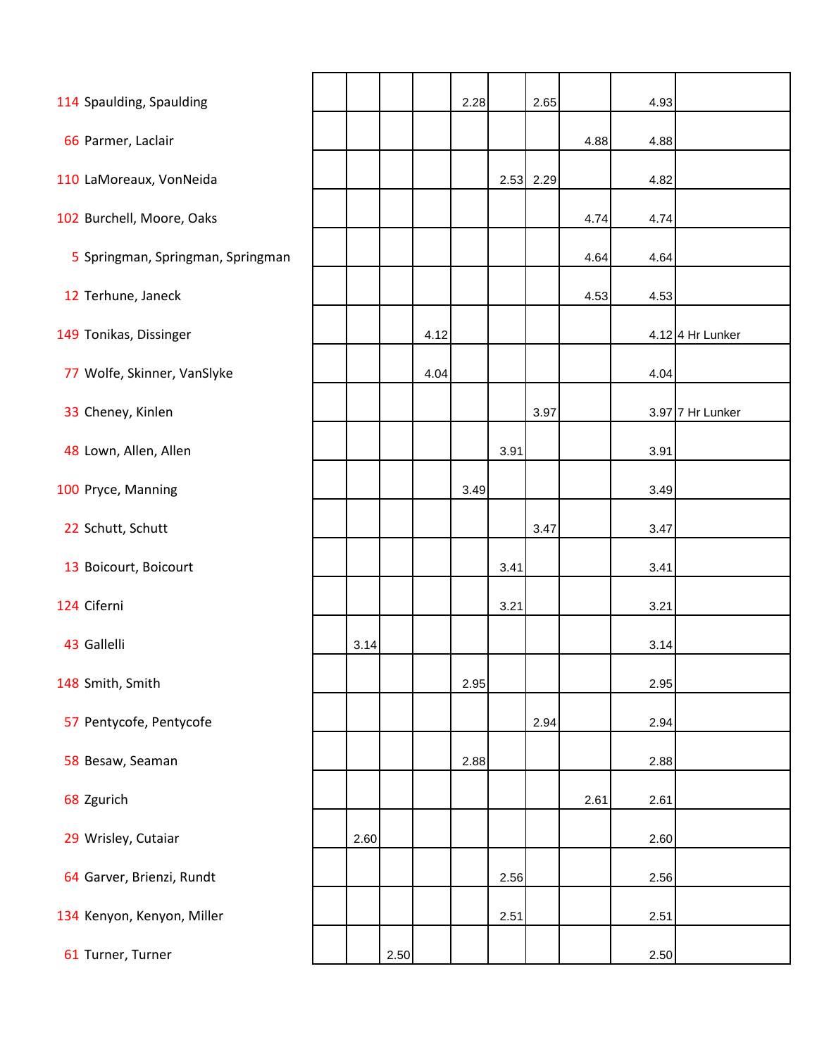| No. | Name | | | | | | | | | Total | |
|---|---|---|---|---|---|---|---|---|---|---|---|
| 114 | Spaulding, Spaulding | | | | | 2.28 | | 2.65 | | 4.93 | |
| 66 | Parmer, Laclair | | | | | | | | 4.88 | 4.88 | |
| 110 | LaMoreaux, VonNeida | | | | | | 2.53 | 2.29 | | 4.82 | |
| 102 | Burchell, Moore, Oaks | | | | | | | | 4.74 | 4.74 | |
| 5 | Springman, Springman, Springman | | | | | | | | 4.64 | 4.64 | |
| 12 | Terhune, Janeck | | | | | | | | 4.53 | 4.53 | |
| 149 | Tonikas, Dissinger | | | | 4.12 | | | | | 4.12 | 4 Hr Lunker |
| 77 | Wolfe, Skinner, VanSlyke | | | | 4.04 | | | | | 4.04 | |
| 33 | Cheney, Kinlen | | | | | | | 3.97 | | 3.97 | 7 Hr Lunker |
| 48 | Lown, Allen, Allen | | | | | | 3.91 | | | 3.91 | |
| 100 | Pryce, Manning | | | | | 3.49 | | | | 3.49 | |
| 22 | Schutt, Schutt | | | | | | | 3.47 | | 3.47 | |
| 13 | Boicourt, Boicourt | | | | | | 3.41 | | | 3.41 | |
| 124 | Ciferni | | | | | | 3.21 | | | 3.21 | |
| 43 | Gallelli | | 3.14 | | | | | | | 3.14 | |
| 148 | Smith, Smith | | | | | 2.95 | | | | 2.95 | |
| 57 | Pentycofe, Pentycofe | | | | | | | 2.94 | | 2.94 | |
| 58 | Besaw, Seaman | | | | | 2.88 | | | | 2.88 | |
| 68 | Zgurich | | | | | | | | 2.61 | 2.61 | |
| 29 | Wrisley, Cutaiar | | 2.60 | | | | | | | 2.60 | |
| 64 | Garver, Brienzi, Rundt | | | | | | 2.56 | | | 2.56 | |
| 134 | Kenyon, Kenyon, Miller | | | | | | 2.51 | | | 2.51 | |
| 61 | Turner, Turner | | | 2.50 | | | | | | 2.50 | |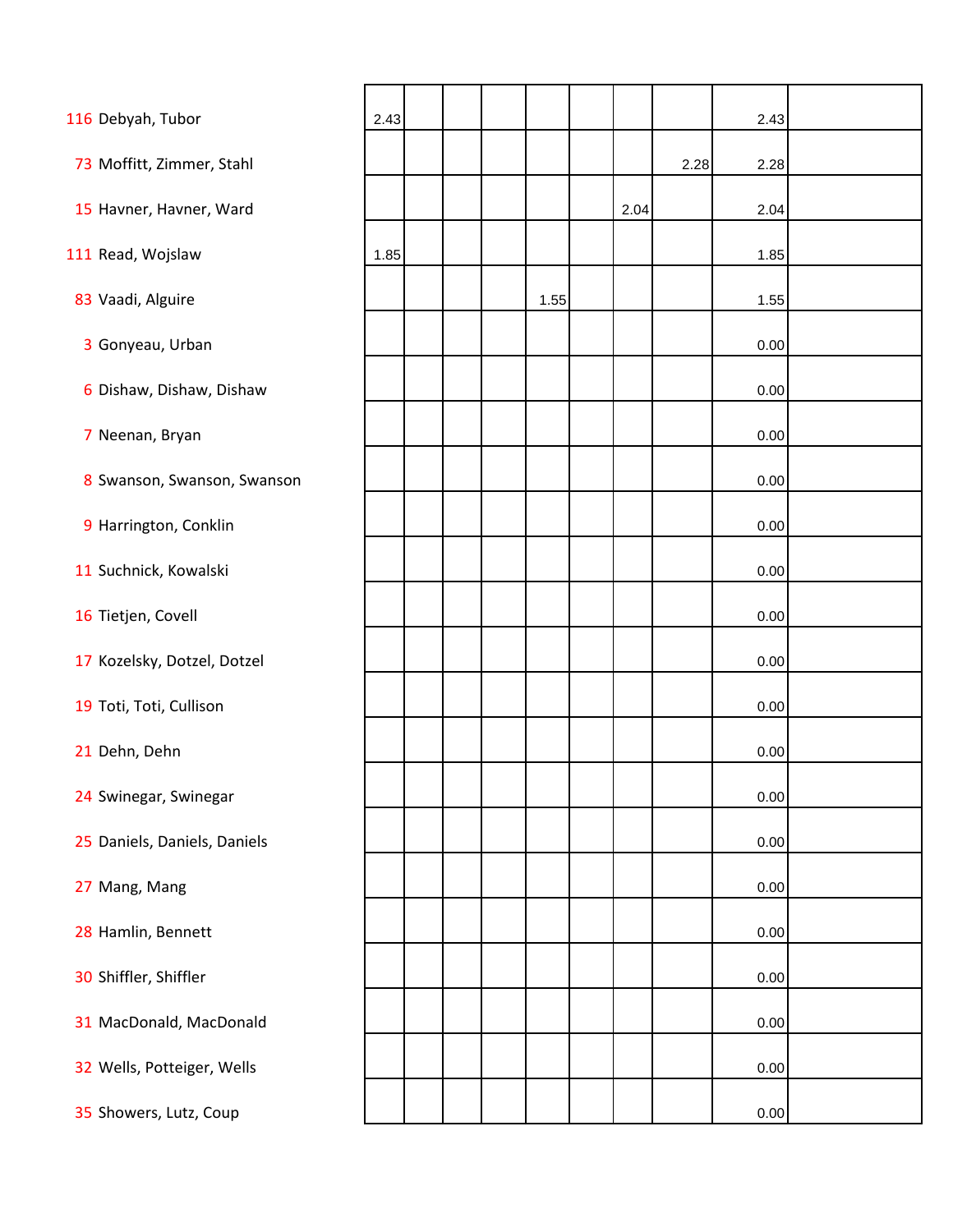| | | | | | | | | | | | |
|---|---|---|---|---|---|---|---|---|---|---|---|
| 116 | Debyah, Tubor | 2.43 | | | | | | | | 2.43 | |
| 73 | Moffitt, Zimmer, Stahl | | | | | | | | 2.28 | 2.28 | |
| 15 | Havner, Havner, Ward | | | | | | | 2.04 | | 2.04 | |
| 111 | Read, Wojslaw | 1.85 | | | | | | | | 1.85 | |
| 83 | Vaadi, Alguire | | | | | 1.55 | | | | 1.55 | |
| 3 | Gonyeau, Urban | | | | | | | | | 0.00 | |
| 6 | Dishaw, Dishaw, Dishaw | | | | | | | | | 0.00 | |
| 7 | Neenan, Bryan | | | | | | | | | 0.00 | |
| 8 | Swanson, Swanson, Swanson | | | | | | | | | 0.00 | |
| 9 | Harrington, Conklin | | | | | | | | | 0.00 | |
| 11 | Suchnick, Kowalski | | | | | | | | | 0.00 | |
| 16 | Tietjen, Covell | | | | | | | | | 0.00 | |
| 17 | Kozelsky, Dotzel, Dotzel | | | | | | | | | 0.00 | |
| 19 | Toti, Toti, Cullison | | | | | | | | | 0.00 | |
| 21 | Dehn, Dehn | | | | | | | | | 0.00 | |
| 24 | Swinegar, Swinegar | | | | | | | | | 0.00 | |
| 25 | Daniels, Daniels, Daniels | | | | | | | | | 0.00 | |
| 27 | Mang, Mang | | | | | | | | | 0.00 | |
| 28 | Hamlin, Bennett | | | | | | | | | 0.00 | |
| 30 | Shiffler, Shiffler | | | | | | | | | 0.00 | |
| 31 | MacDonald, MacDonald | | | | | | | | | 0.00 | |
| 32 | Wells, Potteiger, Wells | | | | | | | | | 0.00 | |
| 35 | Showers, Lutz, Coup | | | | | | | | | 0.00 | |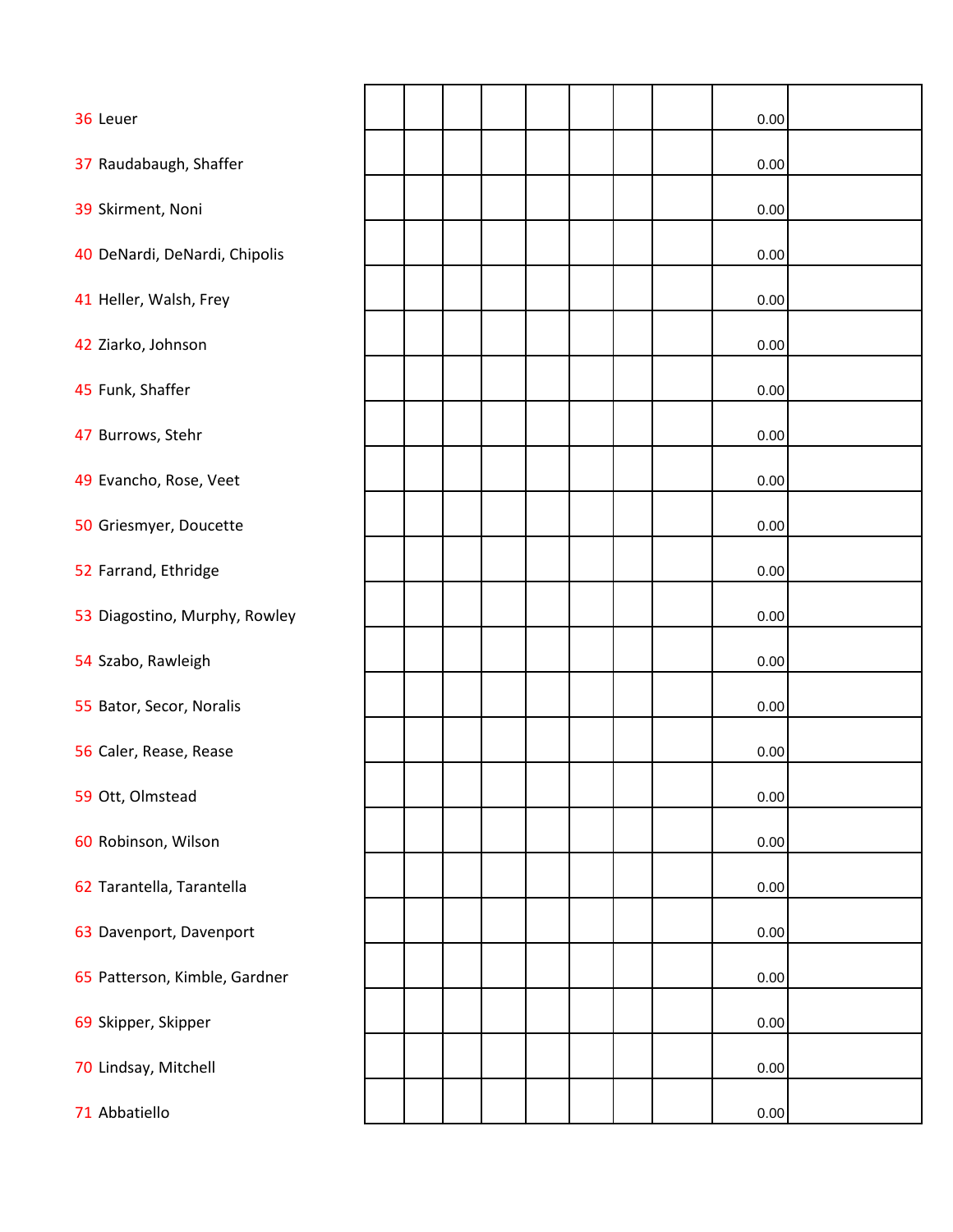| | | | | | | | | | | |
|---|---|---|---|---|---|---|---|---|---|---|
| 36 Leuer | | | | | | | | | 0.00 | |
| 37 Raudabaugh, Shaffer | | | | | | | | | 0.00 | |
| 39 Skirment, Noni | | | | | | | | | 0.00 | |
| 40 DeNardi, DeNardi, Chipolis | | | | | | | | | 0.00 | |
| 41 Heller, Walsh, Frey | | | | | | | | | 0.00 | |
| 42 Ziarko, Johnson | | | | | | | | | 0.00 | |
| 45 Funk, Shaffer | | | | | | | | | 0.00 | |
| 47 Burrows, Stehr | | | | | | | | | 0.00 | |
| 49 Evancho, Rose, Veet | | | | | | | | | 0.00 | |
| 50 Griesmyer, Doucette | | | | | | | | | 0.00 | |
| 52 Farrand, Ethridge | | | | | | | | | 0.00 | |
| 53 Diagostino, Murphy, Rowley | | | | | | | | | 0.00 | |
| 54 Szabo, Rawleigh | | | | | | | | | 0.00 | |
| 55 Bator, Secor, Noralis | | | | | | | | | 0.00 | |
| 56 Caler, Rease, Rease | | | | | | | | | 0.00 | |
| 59 Ott, Olmstead | | | | | | | | | 0.00 | |
| 60 Robinson, Wilson | | | | | | | | | 0.00 | |
| 62 Tarantella, Tarantella | | | | | | | | | 0.00 | |
| 63 Davenport, Davenport | | | | | | | | | 0.00 | |
| 65 Patterson, Kimble, Gardner | | | | | | | | | 0.00 | |
| 69 Skipper, Skipper | | | | | | | | | 0.00 | |
| 70 Lindsay, Mitchell | | | | | | | | | 0.00 | |
| 71 Abbatiello | | | | | | | | | 0.00 | |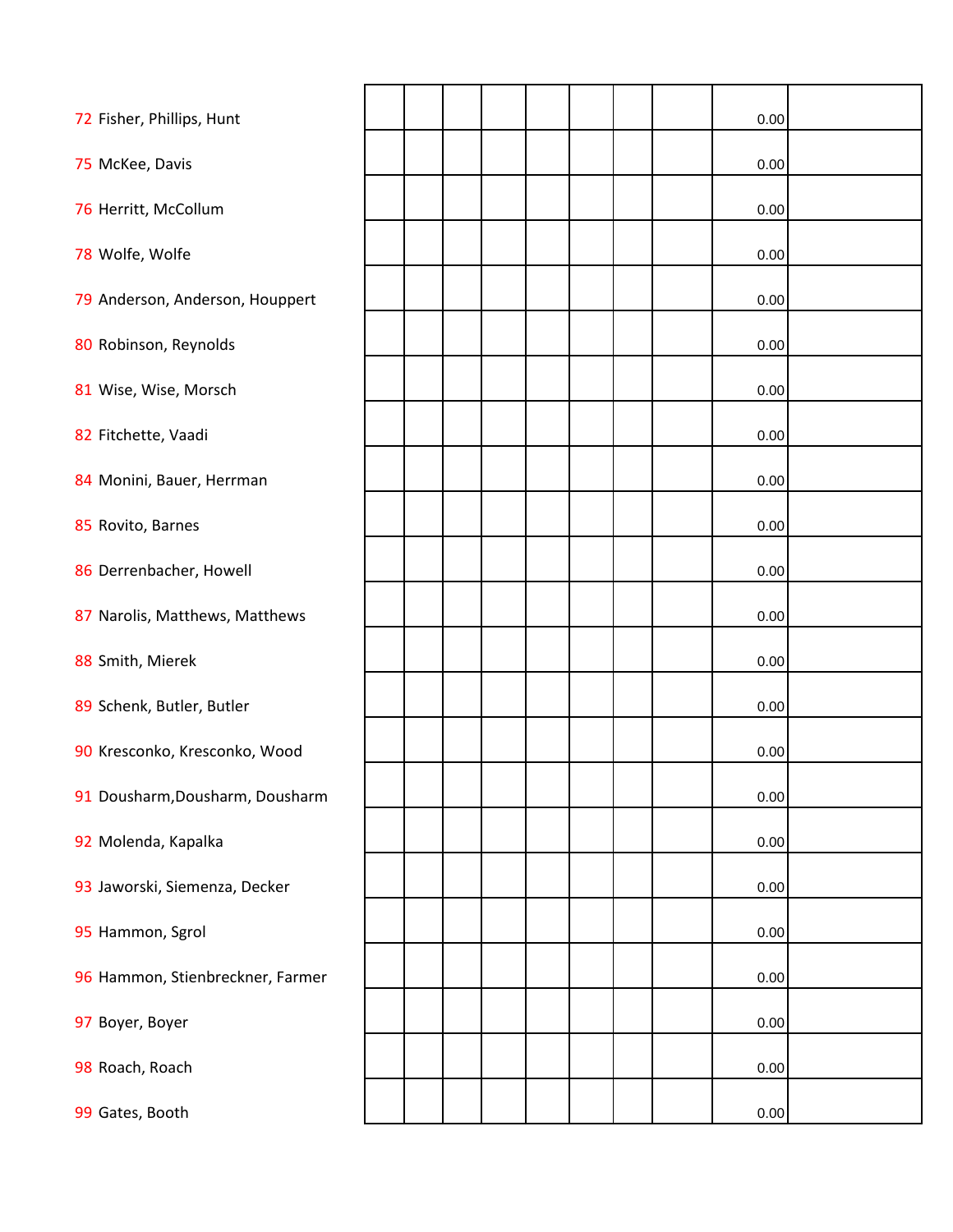| | | | | | | | | | | |
|---|---|---|---|---|---|---|---|---|---|---|
| 72 Fisher, Phillips, Hunt | | | | | | | | | 0.00 | |
| 75 McKee, Davis | | | | | | | | | 0.00 | |
| 76 Herritt, McCollum | | | | | | | | | 0.00 | |
| 78 Wolfe, Wolfe | | | | | | | | | 0.00 | |
| 79 Anderson, Anderson, Houppert | | | | | | | | | 0.00 | |
| 80 Robinson, Reynolds | | | | | | | | | 0.00 | |
| 81 Wise, Wise, Morsch | | | | | | | | | 0.00 | |
| 82 Fitchette, Vaadi | | | | | | | | | 0.00 | |
| 84 Monini, Bauer, Herrman | | | | | | | | | 0.00 | |
| 85 Rovito, Barnes | | | | | | | | | 0.00 | |
| 86 Derrenbacher, Howell | | | | | | | | | 0.00 | |
| 87 Narolis, Matthews, Matthews | | | | | | | | | 0.00 | |
| 88 Smith, Mierek | | | | | | | | | 0.00 | |
| 89 Schenk, Butler, Butler | | | | | | | | | 0.00 | |
| 90 Kresconko, Kresconko, Wood | | | | | | | | | 0.00 | |
| 91 Dousharm,Dousharm, Dousharm | | | | | | | | | 0.00 | |
| 92 Molenda, Kapalka | | | | | | | | | 0.00 | |
| 93 Jaworski, Siemenza, Decker | | | | | | | | | 0.00 | |
| 95 Hammon, Sgrol | | | | | | | | | 0.00 | |
| 96 Hammon, Stienbreckner, Farmer | | | | | | | | | 0.00 | |
| 97 Boyer, Boyer | | | | | | | | | 0.00 | |
| 98 Roach, Roach | | | | | | | | | 0.00 | |
| 99 Gates, Booth | | | | | | | | | 0.00 | |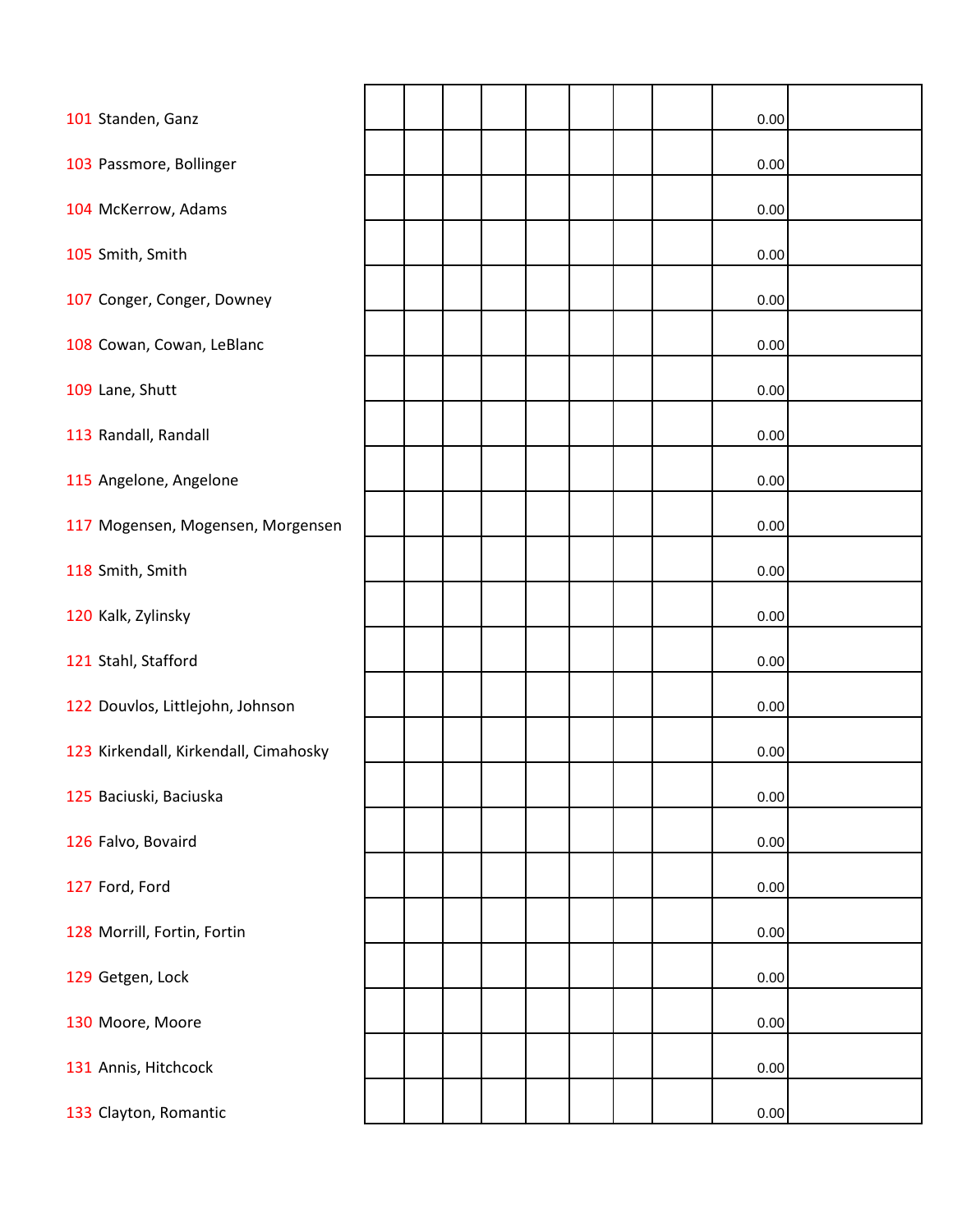| | | | | | | | | | | |
|---|---|---|---|---|---|---|---|---|---|---|
| 101 Standen, Ganz | | | | | | | | | 0.00 | |
| 103 Passmore, Bollinger | | | | | | | | | 0.00 | |
| 104 McKerrow, Adams | | | | | | | | | 0.00 | |
| 105 Smith, Smith | | | | | | | | | 0.00 | |
| 107 Conger, Conger, Downey | | | | | | | | | 0.00 | |
| 108 Cowan, Cowan, LeBlanc | | | | | | | | | 0.00 | |
| 109 Lane, Shutt | | | | | | | | | 0.00 | |
| 113 Randall, Randall | | | | | | | | | 0.00 | |
| 115 Angelone, Angelone | | | | | | | | | 0.00 | |
| 117 Mogensen, Mogensen, Morgensen | | | | | | | | | 0.00 | |
| 118 Smith, Smith | | | | | | | | | 0.00 | |
| 120 Kalk, Zylinsky | | | | | | | | | 0.00 | |
| 121 Stahl, Stafford | | | | | | | | | 0.00 | |
| 122 Douvlos, Littlejohn, Johnson | | | | | | | | | 0.00 | |
| 123 Kirkendall, Kirkendall, Cimahosky | | | | | | | | | 0.00 | |
| 125 Baciuski, Baciuska | | | | | | | | | 0.00 | |
| 126 Falvo, Bovaird | | | | | | | | | 0.00 | |
| 127 Ford, Ford | | | | | | | | | 0.00 | |
| 128 Morrill, Fortin, Fortin | | | | | | | | | 0.00 | |
| 129 Getgen, Lock | | | | | | | | | 0.00 | |
| 130 Moore, Moore | | | | | | | | | 0.00 | |
| 131 Annis, Hitchcock | | | | | | | | | 0.00 | |
| 133 Clayton, Romantic | | | | | | | | | 0.00 | |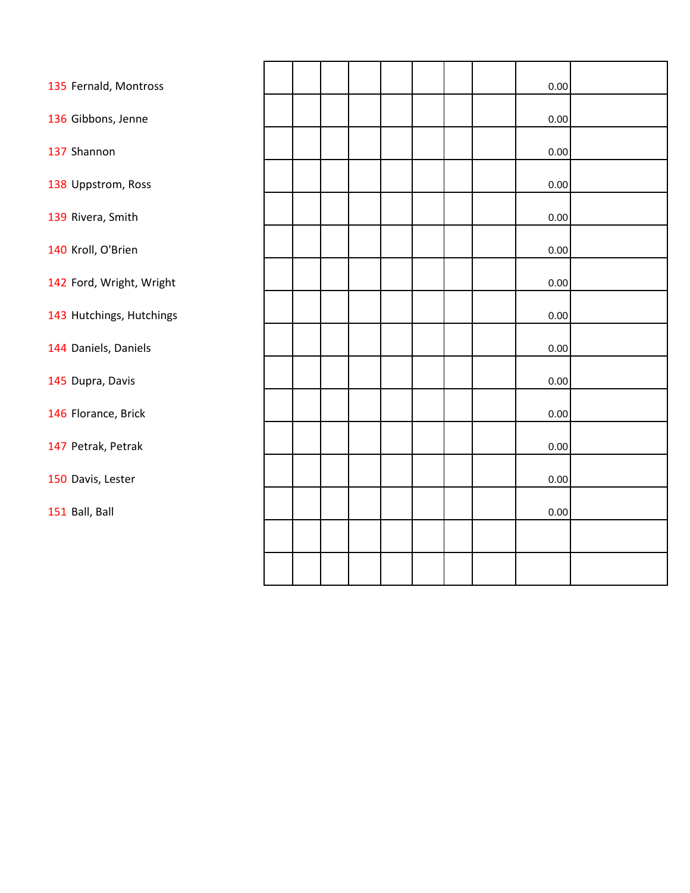| | | | | | | | | | | | |
|---|---|---|---|---|---|---|---|---|---|---|---|
| 135 | Fernald, Montross | | | | | | | | | 0.00 | |
| 136 | Gibbons, Jenne | | | | | | | | | 0.00 | |
| 137 | Shannon | | | | | | | | | 0.00 | |
| 138 | Uppstrom, Ross | | | | | | | | | 0.00 | |
| 139 | Rivera, Smith | | | | | | | | | 0.00 | |
| 140 | Kroll, O'Brien | | | | | | | | | 0.00 | |
| 142 | Ford, Wright, Wright | | | | | | | | | 0.00 | |
| 143 | Hutchings, Hutchings | | | | | | | | | 0.00 | |
| 144 | Daniels, Daniels | | | | | | | | | 0.00 | |
| 145 | Dupra, Davis | | | | | | | | | 0.00 | |
| 146 | Florance, Brick | | | | | | | | | 0.00 | |
| 147 | Petrak, Petrak | | | | | | | | | 0.00 | |
| 150 | Davis, Lester | | | | | | | | | 0.00 | |
| 151 | Ball, Ball | | | | | | | | | 0.00 | |
| | | | | | | | | | | | |
| | | | | | | | | | | | |